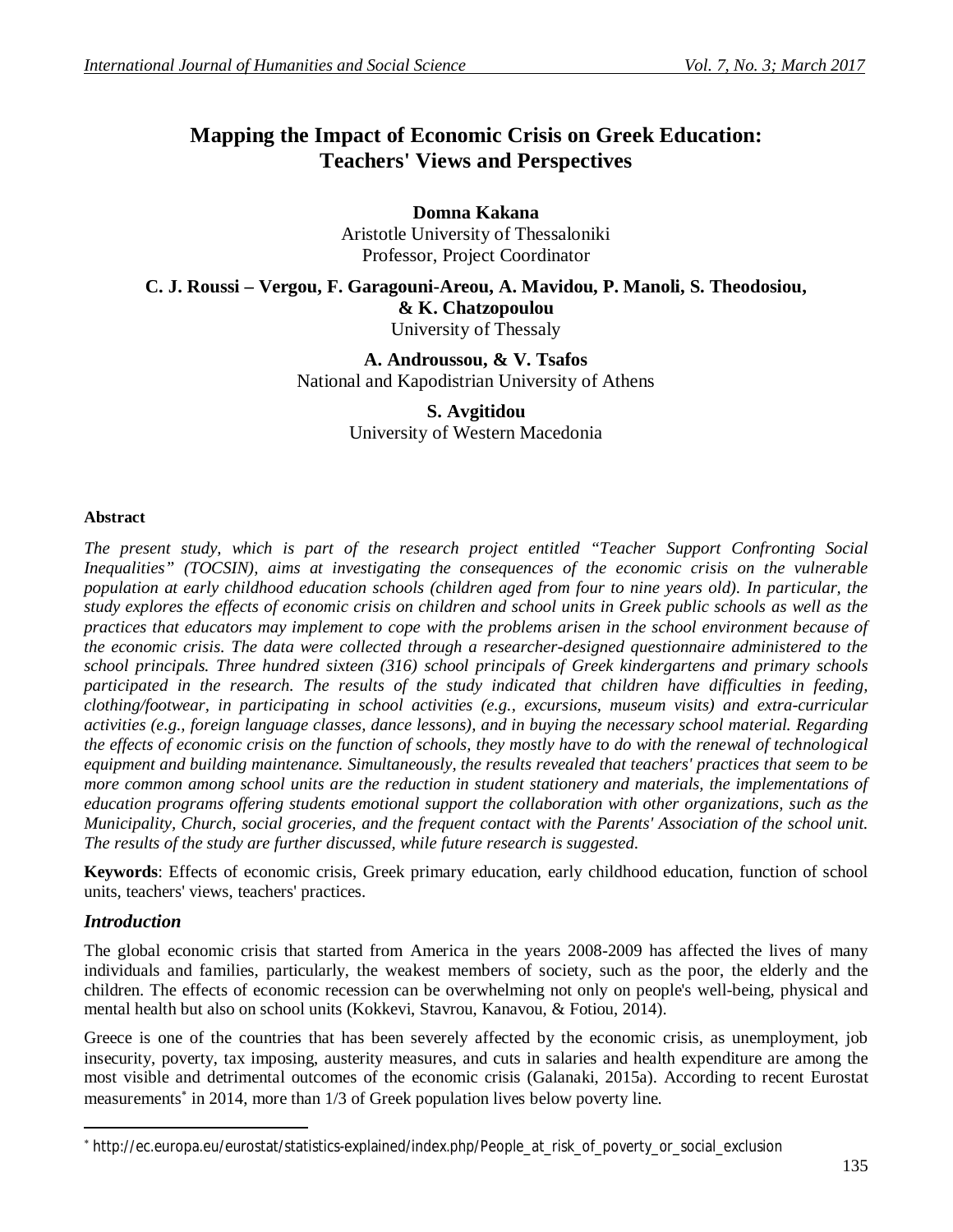# Mapping the Impact of Economic Crisis on Greek Education: Teachers' Views and Perspectives

**Domna Kakana**
Aristotle University of Thessaloniki
Professor, Project Coordinator

**C. J. Roussi – Vergou, F. Garagouni-Areou, A. Mavidou, P. Manoli, S. Theodosiou, & K. Chatzopoulou**
University of Thessaly

**A. Androussou, & V. Tsafos**
National and Kapodistrian University of Athens

**S. Avgitidou**
University of Western Macedonia

**Abstract**

*The present study, which is part of the research project entitled "Teacher Support Confronting Social Inequalities" (TOCSIN), aims at investigating the consequences of the economic crisis on the vulnerable population at early childhood education schools (children aged from four to nine years old). In particular, the study explores the effects of economic crisis on children and school units in Greek public schools as well as the practices that educators may implement to cope with the problems arisen in the school environment because of the economic crisis. The data were collected through a researcher-designed questionnaire administered to the school principals. Three hundred sixteen (316) school principals of Greek kindergartens and primary schools participated in the research. The results of the study indicated that children have difficulties in feeding, clothing/footwear, in participating in school activities (e.g., excursions, museum visits) and extra-curricular activities (e.g., foreign language classes, dance lessons), and in buying the necessary school material. Regarding the effects of economic crisis on the function of schools, they mostly have to do with the renewal of technological equipment and building maintenance. Simultaneously, the results revealed that teachers' practices that seem to be more common among school units are the reduction in student stationery and materials, the implementations of education programs offering students emotional support the collaboration with other organizations, such as the Municipality, Church, social groceries, and the frequent contact with the Parents' Association of the school unit. The results of the study are further discussed, while future research is suggested.*

**Keywords**: Effects of economic crisis, Greek primary education, early childhood education, function of school units, teachers' views, teachers' practices.

## *Introduction*

The global economic crisis that started from America in the years 2008-2009 has affected the lives of many individuals and families, particularly, the weakest members of society, such as the poor, the elderly and the children. The effects of economic recession can be overwhelming not only on people's well-being, physical and mental health but also on school units (Kokkevi, Stavrou, Kanavou, & Fotiou, 2014).

Greece is one of the countries that has been severely affected by the economic crisis, as unemployment, job insecurity, poverty, tax imposing, austerity measures, and cuts in salaries and health expenditure are among the most visible and detrimental outcomes of the economic crisis (Galanaki, 2015a). According to recent Eurostat measurements[*] in 2014, more than 1/3 of Greek population lives below poverty line.

---

[*] http://ec.europa.eu/eurostat/statistics-explained/index.php/People_at_risk_of_poverty_or_social_exclusion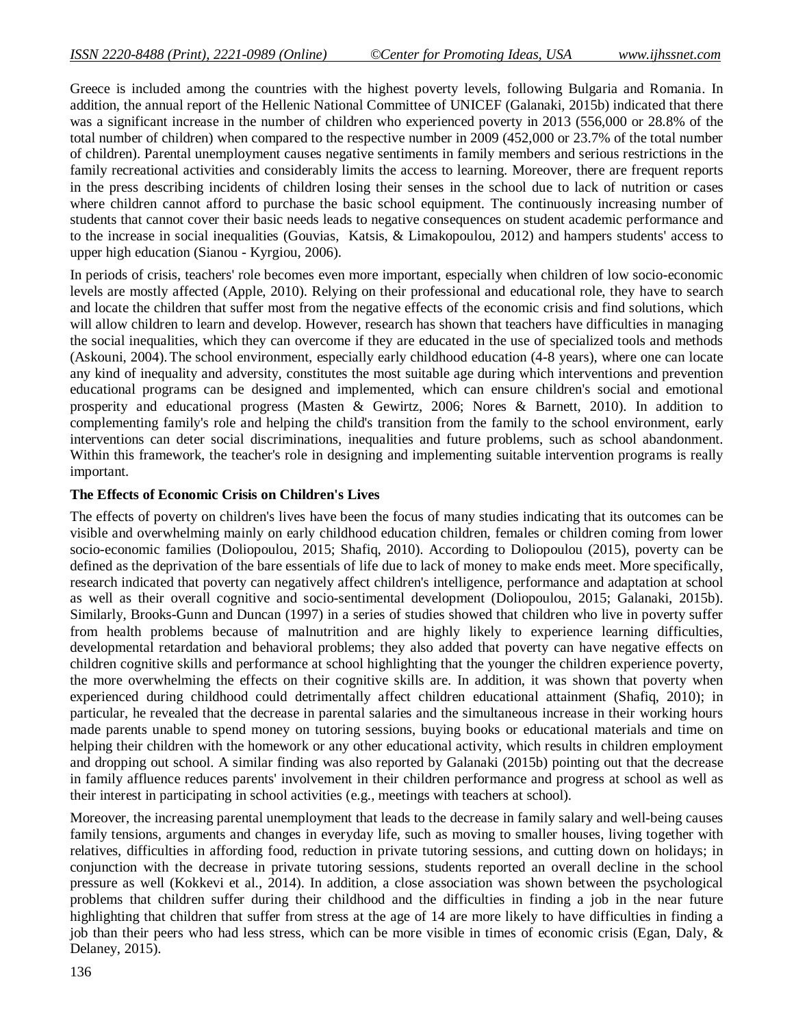Greece is included among the countries with the highest poverty levels, following Bulgaria and Romania. In addition, the annual report of the Hellenic National Committee of UNICEF (Galanaki, 2015b) indicated that there was a significant increase in the number of children who experienced poverty in 2013 (556,000 or 28.8% of the total number of children) when compared to the respective number in 2009 (452,000 or 23.7% of the total number of children). Parental unemployment causes negative sentiments in family members and serious restrictions in the family recreational activities and considerably limits the access to learning. Moreover, there are frequent reports in the press describing incidents of children losing their senses in the school due to lack of nutrition or cases where children cannot afford to purchase the basic school equipment. The continuously increasing number of students that cannot cover their basic needs leads to negative consequences on student academic performance and to the increase in social inequalities (Gouvias, Katsis, & Limakopoulou, 2012) and hampers students' access to upper high education (Sianou - Kyrgiou, 2006).

In periods of crisis, teachers' role becomes even more important, especially when children of low socio-economic levels are mostly affected (Apple, 2010). Relying on their professional and educational role, they have to search and locate the children that suffer most from the negative effects of the economic crisis and find solutions, which will allow children to learn and develop. However, research has shown that teachers have difficulties in managing the social inequalities, which they can overcome if they are educated in the use of specialized tools and methods (Askouni, 2004). The school environment, especially early childhood education (4-8 years), where one can locate any kind of inequality and adversity, constitutes the most suitable age during which interventions and prevention educational programs can be designed and implemented, which can ensure children's social and emotional prosperity and educational progress (Masten & Gewirtz, 2006; Nores & Barnett, 2010). In addition to complementing family's role and helping the child's transition from the family to the school environment, early interventions can deter social discriminations, inequalities and future problems, such as school abandonment. Within this framework, the teacher's role in designing and implementing suitable intervention programs is really important.

**The Effects of Economic Crisis on Children's Lives**

The effects of poverty on children's lives have been the focus of many studies indicating that its outcomes can be visible and overwhelming mainly on early childhood education children, females or children coming from lower socio-economic families (Doliopoulou, 2015; Shafiq, 2010). According to Doliopoulou (2015), poverty can be defined as the deprivation of the bare essentials of life due to lack of money to make ends meet. More specifically, research indicated that poverty can negatively affect children's intelligence, performance and adaptation at school as well as their overall cognitive and socio-sentimental development (Doliopoulou, 2015; Galanaki, 2015b). Similarly, Brooks-Gunn and Duncan (1997) in a series of studies showed that children who live in poverty suffer from health problems because of malnutrition and are highly likely to experience learning difficulties, developmental retardation and behavioral problems; they also added that poverty can have negative effects on children cognitive skills and performance at school highlighting that the younger the children experience poverty, the more overwhelming the effects on their cognitive skills are. In addition, it was shown that poverty when experienced during childhood could detrimentally affect children educational attainment (Shafiq, 2010); in particular, he revealed that the decrease in parental salaries and the simultaneous increase in their working hours made parents unable to spend money on tutoring sessions, buying books or educational materials and time on helping their children with the homework or any other educational activity, which results in children employment and dropping out school. A similar finding was also reported by Galanaki (2015b) pointing out that the decrease in family affluence reduces parents' involvement in their children performance and progress at school as well as their interest in participating in school activities (e.g., meetings with teachers at school).

Moreover, the increasing parental unemployment that leads to the decrease in family salary and well-being causes family tensions, arguments and changes in everyday life, such as moving to smaller houses, living together with relatives, difficulties in affording food, reduction in private tutoring sessions, and cutting down on holidays; in conjunction with the decrease in private tutoring sessions, students reported an overall decline in the school pressure as well (Kokkevi et al., 2014). In addition, a close association was shown between the psychological problems that children suffer during their childhood and the difficulties in finding a job in the near future highlighting that children that suffer from stress at the age of 14 are more likely to have difficulties in finding a job than their peers who had less stress, which can be more visible in times of economic crisis (Egan, Daly, & Delaney, 2015).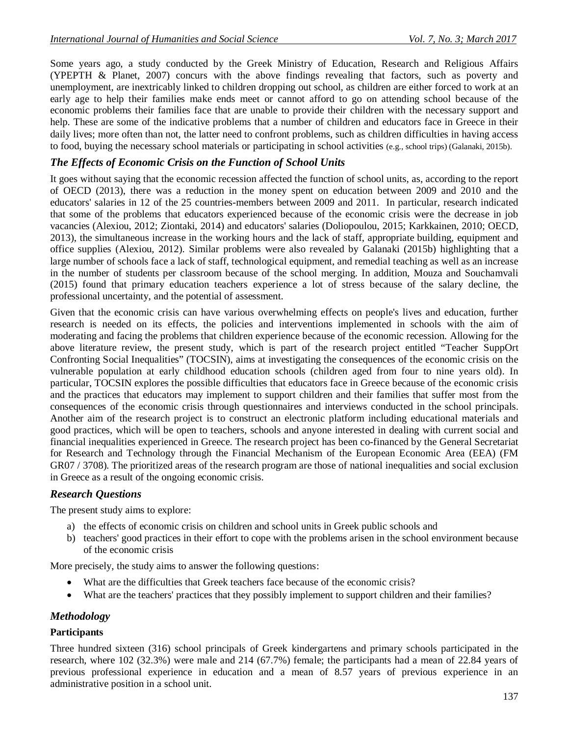Some years ago, a study conducted by the Greek Ministry of Education, Research and Religious Affairs (YPEPTH & Planet, 2007) concurs with the above findings revealing that factors, such as poverty and unemployment, are inextricably linked to children dropping out school, as children are either forced to work at an early age to help their families make ends meet or cannot afford to go on attending school because of the economic problems their families face that are unable to provide their children with the necessary support and help. These are some of the indicative problems that a number of children and educators face in Greece in their daily lives; more often than not, the latter need to confront problems, such as children difficulties in having access to food, buying the necessary school materials or participating in school activities (e.g., school trips) (Galanaki, 2015b).

## *The Effects of Economic Crisis on the Function of School Units*

It goes without saying that the economic recession affected the function of school units, as, according to the report of OECD (2013), there was a reduction in the money spent on education between 2009 and 2010 and the educators' salaries in 12 of the 25 countries-members between 2009 and 2011. In particular, research indicated that some of the problems that educators experienced because of the economic crisis were the decrease in job vacancies (Alexiou, 2012; Ziontaki, 2014) and educators' salaries (Doliopoulou, 2015; Karkkainen, 2010; OECD, 2013), the simultaneous increase in the working hours and the lack of staff, appropriate building, equipment and office supplies (Alexiou, 2012). Similar problems were also revealed by Galanaki (2015b) highlighting that a large number of schools face a lack of staff, technological equipment, and remedial teaching as well as an increase in the number of students per classroom because of the school merging. In addition, Mouza and Souchamvali (2015) found that primary education teachers experience a lot of stress because of the salary decline, the professional uncertainty, and the potential of assessment.

Given that the economic crisis can have various overwhelming effects on people's lives and education, further research is needed on its effects, the policies and interventions implemented in schools with the aim of moderating and facing the problems that children experience because of the economic recession. Allowing for the above literature review, the present study, which is part of the research project entitled "Teacher SuppOrt Confronting Social Inequalities" (TOCSIN), aims at investigating the consequences of the economic crisis on the vulnerable population at early childhood education schools (children aged from four to nine years old). In particular, TOCSIN explores the possible difficulties that educators face in Greece because of the economic crisis and the practices that educators may implement to support children and their families that suffer most from the consequences of the economic crisis through questionnaires and interviews conducted in the school principals. Another aim of the research project is to construct an electronic platform including educational materials and good practices, which will be open to teachers, schools and anyone interested in dealing with current social and financial inequalities experienced in Greece. The research project has been co-financed by the General Secretariat for Research and Technology through the Financial Mechanism of the European Economic Area (EEA) (FM GR07 / 3708). The prioritized areas of the research program are those of national inequalities and social exclusion in Greece as a result of the ongoing economic crisis.

## *Research Questions*

The present study aims to explore:

a) the effects of economic crisis on children and school units in Greek public schools and
b) teachers' good practices in their effort to cope with the problems arisen in the school environment because of the economic crisis

More precisely, the study aims to answer the following questions:

- What are the difficulties that Greek teachers face because of the economic crisis?
- What are the teachers' practices that they possibly implement to support children and their families?

## *Methodology*

### Participants

Three hundred sixteen (316) school principals of Greek kindergartens and primary schools participated in the research, where 102 (32.3%) were male and 214 (67.7%) female; the participants had a mean of 22.84 years of previous professional experience in education and a mean of 8.57 years of previous experience in an administrative position in a school unit.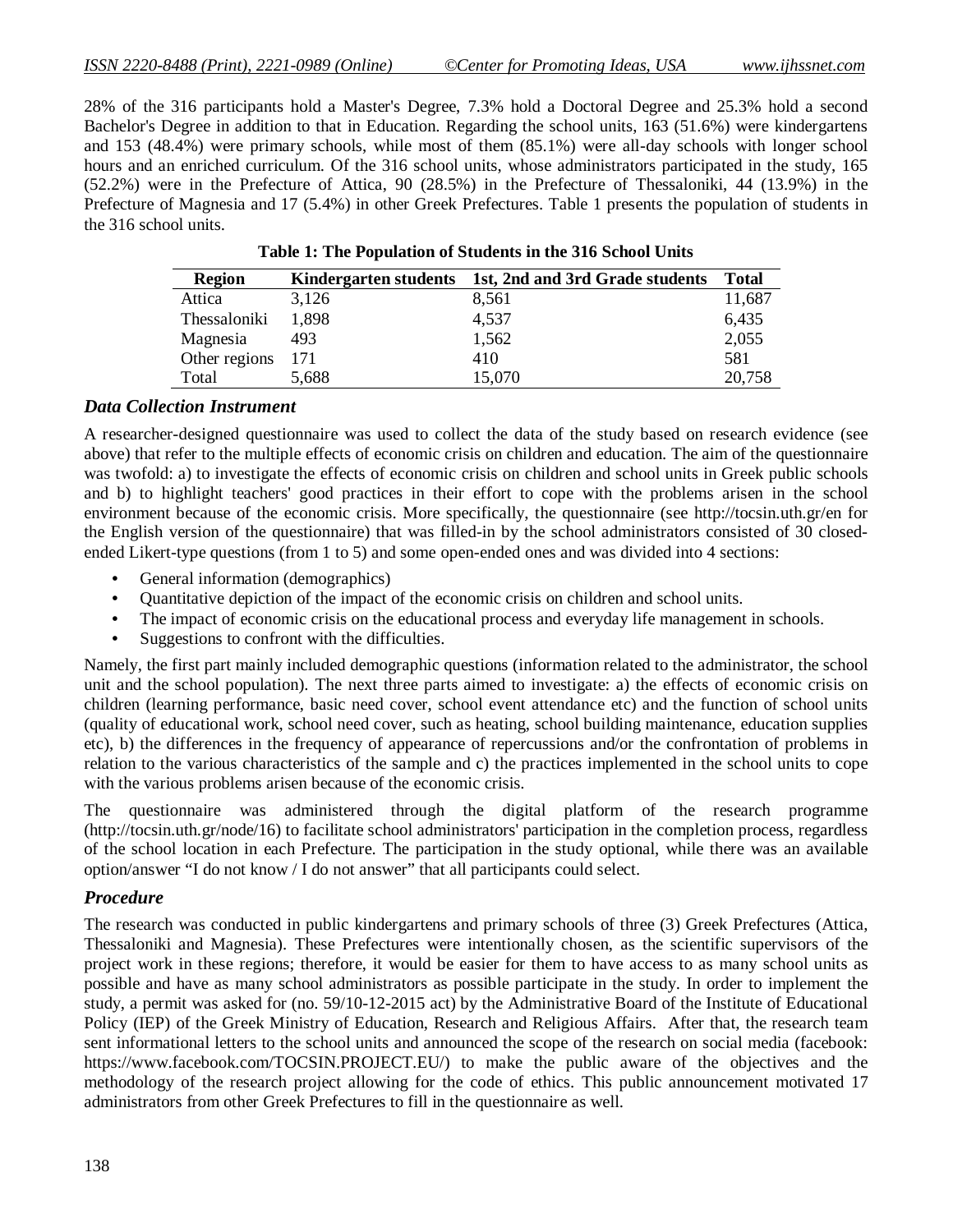28% of the 316 participants hold a Master's Degree, 7.3% hold a Doctoral Degree and 25.3% hold a second Bachelor's Degree in addition to that in Education. Regarding the school units, 163 (51.6%) were kindergartens and 153 (48.4%) were primary schools, while most of them (85.1%) were all-day schools with longer school hours and an enriched curriculum. Of the 316 school units, whose administrators participated in the study, 165 (52.2%) were in the Prefecture of Attica, 90 (28.5%) in the Prefecture of Thessaloniki, 44 (13.9%) in the Prefecture of Magnesia and 17 (5.4%) in other Greek Prefectures. Table 1 presents the population of students in the 316 school units.

**Table 1: The Population of Students in the 316 School Units**

| Region | Kindergarten students | 1st, 2nd and 3rd Grade students | Total |
|---|---|---|---|
| Attica | 3,126 | 8,561 | 11,687 |
| Thessaloniki | 1,898 | 4,537 | 6,435 |
| Magnesia | 493 | 1,562 | 2,055 |
| Other regions | 171 | 410 | 581 |
| Total | 5,688 | 15,070 | 20,758 |

### *Data Collection Instrument*

A researcher-designed questionnaire was used to collect the data of the study based on research evidence (see above) that refer to the multiple effects of economic crisis on children and education. The aim of the questionnaire was twofold: a) to investigate the effects of economic crisis on children and school units in Greek public schools and b) to highlight teachers' good practices in their effort to cope with the problems arisen in the school environment because of the economic crisis. More specifically, the questionnaire (see http://tocsin.uth.gr/en for the English version of the questionnaire) that was filled-in by the school administrators consisted of 30 closed-ended Likert-type questions (from 1 to 5) and some open-ended ones and was divided into 4 sections:

- General information (demographics)
- Quantitative depiction of the impact of the economic crisis on children and school units.
- The impact of economic crisis on the educational process and everyday life management in schools.
- Suggestions to confront with the difficulties.

Namely, the first part mainly included demographic questions (information related to the administrator, the school unit and the school population). The next three parts aimed to investigate: a) the effects of economic crisis on children (learning performance, basic need cover, school event attendance etc) and the function of school units (quality of educational work, school need cover, such as heating, school building maintenance, education supplies etc), b) the differences in the frequency of appearance of repercussions and/or the confrontation of problems in relation to the various characteristics of the sample and c) the practices implemented in the school units to cope with the various problems arisen because of the economic crisis.

The questionnaire was administered through the digital platform of the research programme (http://tocsin.uth.gr/node/16) to facilitate school administrators' participation in the completion process, regardless of the school location in each Prefecture. The participation in the study optional, while there was an available option/answer "I do not know / I do not answer" that all participants could select.

### *Procedure*

The research was conducted in public kindergartens and primary schools of three (3) Greek Prefectures (Attica, Thessaloniki and Magnesia). These Prefectures were intentionally chosen, as the scientific supervisors of the project work in these regions; therefore, it would be easier for them to have access to as many school units as possible and have as many school administrators as possible participate in the study. In order to implement the study, a permit was asked for (no. 59/10-12-2015 act) by the Administrative Board of the Institute of Educational Policy (IEP) of the Greek Ministry of Education, Research and Religious Affairs. After that, the research team sent informational letters to the school units and announced the scope of the research on social media (facebook: https://www.facebook.com/TOCSIN.PROJECT.EU/) to make the public aware of the objectives and the methodology of the research project allowing for the code of ethics. This public announcement motivated 17 administrators from other Greek Prefectures to fill in the questionnaire as well.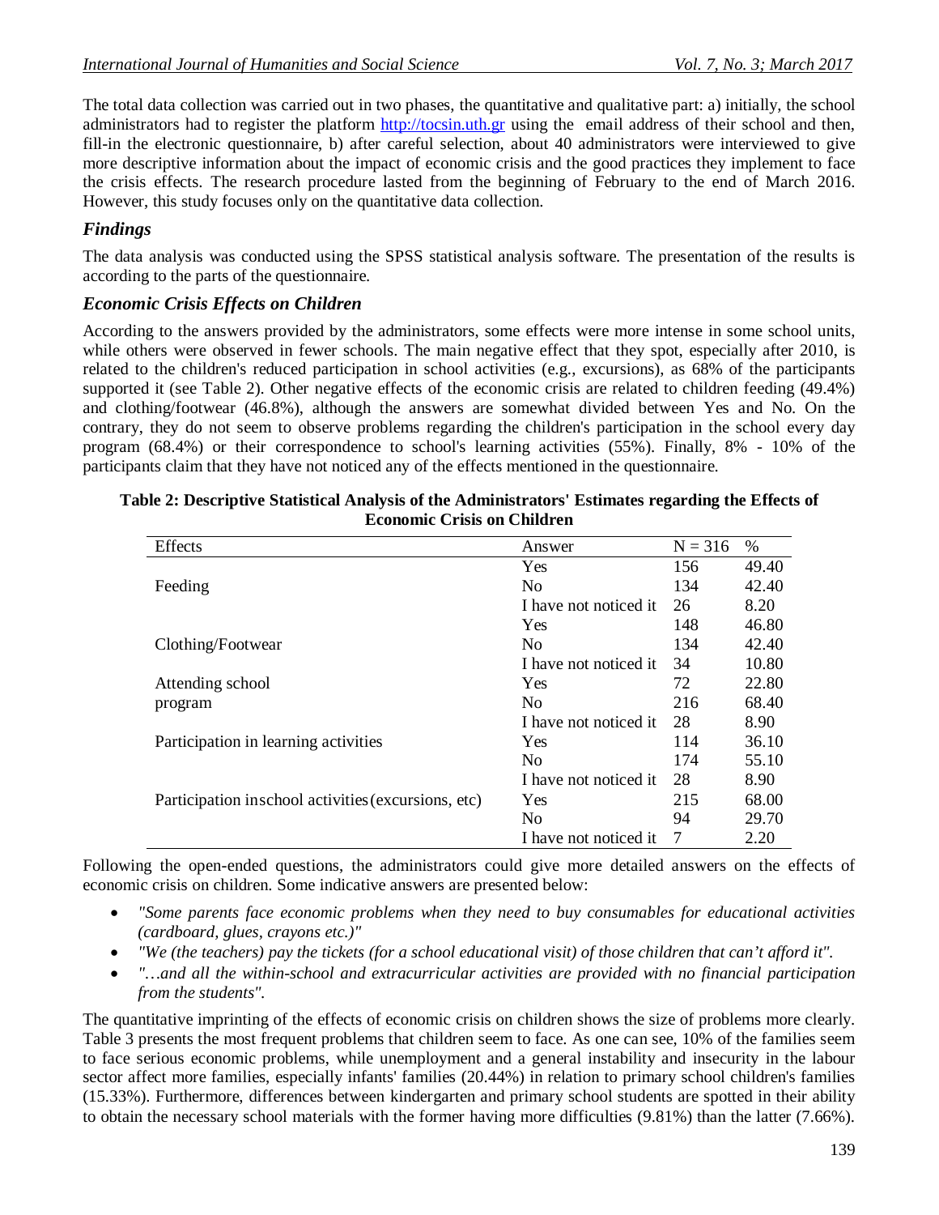The total data collection was carried out in two phases, the quantitative and qualitative part: a) initially, the school administrators had to register the platform http://tocsin.uth.gr using the email address of their school and then, fill-in the electronic questionnaire, b) after careful selection, about 40 administrators were interviewed to give more descriptive information about the impact of economic crisis and the good practices they implement to face the crisis effects. The research procedure lasted from the beginning of February to the end of March 2016. However, this study focuses only on the quantitative data collection.

## *Findings*

The data analysis was conducted using the SPSS statistical analysis software. The presentation of the results is according to the parts of the questionnaire.

## *Economic Crisis Effects on Children*

According to the answers provided by the administrators, some effects were more intense in some school units, while others were observed in fewer schools. The main negative effect that they spot, especially after 2010, is related to the children's reduced participation in school activities (e.g., excursions), as 68% of the participants supported it (see Table 2). Other negative effects of the economic crisis are related to children feeding (49.4%) and clothing/footwear (46.8%), although the answers are somewhat divided between Yes and No. On the contrary, they do not seem to observe problems regarding the children's participation in the school every day program (68.4%) or their correspondence to school's learning activities (55%). Finally, 8% - 10% of the participants claim that they have not noticed any of the effects mentioned in the questionnaire.

**Table 2: Descriptive Statistical Analysis of the Administrators' Estimates regarding the Effects of Economic Crisis on Children**

| Effects | Answer | N = 316 | % |
|---|---|---|---|
| Feeding | Yes | 156 | 49.40 |
| | No | 134 | 42.40 |
| | I have not noticed it | 26 | 8.20 |
| Clothing/Footwear | Yes | 148 | 46.80 |
| | No | 134 | 42.40 |
| | I have not noticed it | 34 | 10.80 |
| Attending school program | Yes | 72 | 22.80 |
| | No | 216 | 68.40 |
| | I have not noticed it | 28 | 8.90 |
| Participation in learning activities | Yes | 114 | 36.10 |
| | No | 174 | 55.10 |
| | I have not noticed it | 28 | 8.90 |
| Participation in school activities (excursions, etc) | Yes | 215 | 68.00 |
| | No | 94 | 29.70 |
| | I have not noticed it | 7 | 2.20 |

Following the open-ended questions, the administrators could give more detailed answers on the effects of economic crisis on children. Some indicative answers are presented below:

- *"Some parents face economic problems when they need to buy consumables for educational activities (cardboard, glues, crayons etc.)"*
- *"We (the teachers) pay the tickets (for a school educational visit) of those children that can't afford it".*
- *"…and all the within-school and extracurricular activities are provided with no financial participation from the students".*

The quantitative imprinting of the effects of economic crisis on children shows the size of problems more clearly. Table 3 presents the most frequent problems that children seem to face. As one can see, 10% of the families seem to face serious economic problems, while unemployment and a general instability and insecurity in the labour sector affect more families, especially infants' families (20.44%) in relation to primary school children's families (15.33%). Furthermore, differences between kindergarten and primary school students are spotted in their ability to obtain the necessary school materials with the former having more difficulties (9.81%) than the latter (7.66%).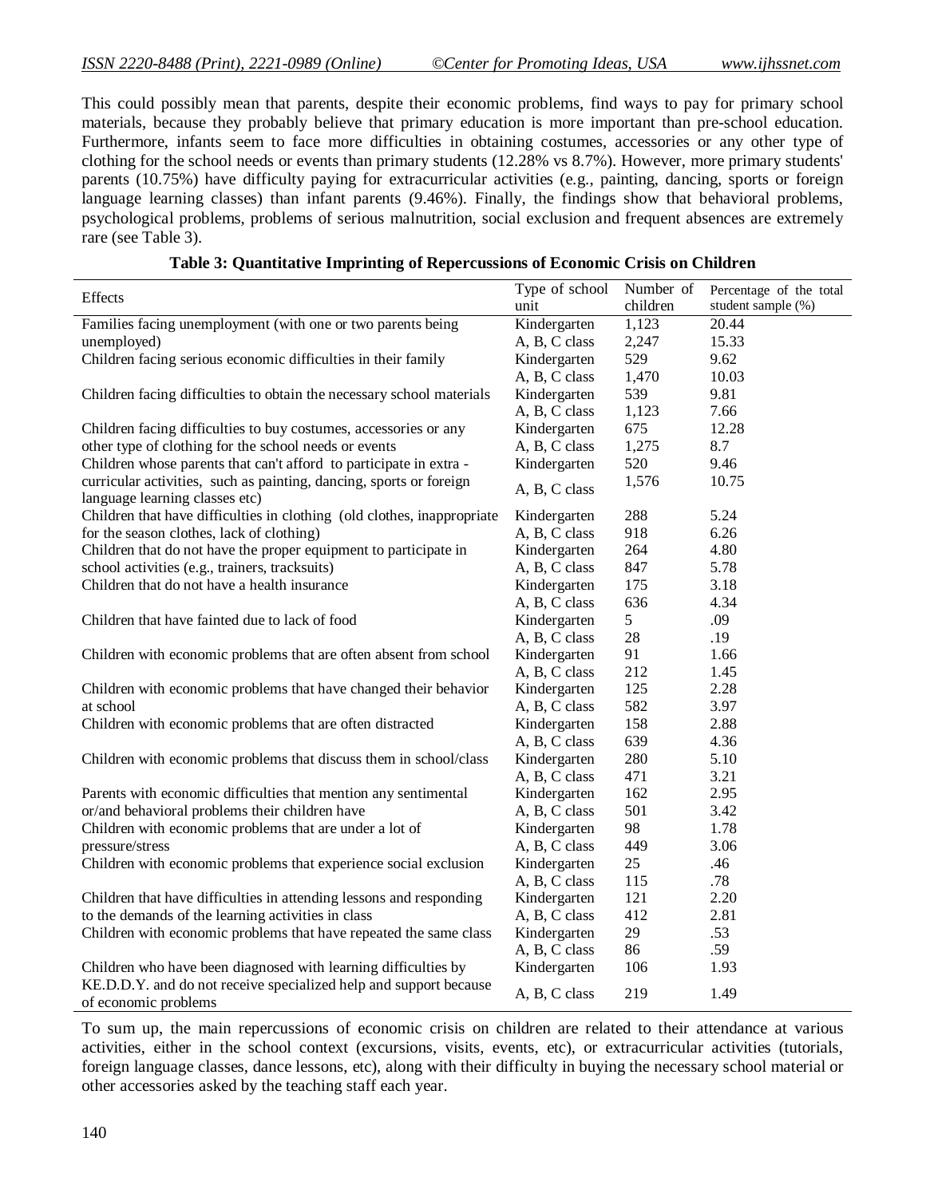This could possibly mean that parents, despite their economic problems, find ways to pay for primary school materials, because they probably believe that primary education is more important than pre-school education. Furthermore, infants seem to face more difficulties in obtaining costumes, accessories or any other type of clothing for the school needs or events than primary students (12.28% vs 8.7%). However, more primary students' parents (10.75%) have difficulty paying for extracurricular activities (e.g., painting, dancing, sports or foreign language learning classes) than infant parents (9.46%). Finally, the findings show that behavioral problems, psychological problems, problems of serious malnutrition, social exclusion and frequent absences are extremely rare (see Table 3).

**Table 3: Quantitative Imprinting of Repercussions of Economic Crisis on Children**

| Effects | Type of school unit | Number of children | Percentage of the total student sample (%) |
|---|---|---|---|
| Families facing unemployment (with one or two parents being unemployed) | Kindergarten | 1,123 | 20.44 |
| | A, B, C class | 2,247 | 15.33 |
| Children facing serious economic difficulties in their family | Kindergarten | 529 | 9.62 |
| | A, B, C class | 1,470 | 10.03 |
| Children facing difficulties to obtain the necessary school materials | Kindergarten | 539 | 9.81 |
| | A, B, C class | 1,123 | 7.66 |
| Children facing difficulties to buy costumes, accessories or any other type of clothing for the school needs or events | Kindergarten | 675 | 12.28 |
| | A, B, C class | 1,275 | 8.7 |
| Children whose parents that can't afford to participate in extra - curricular activities, such as painting, dancing, sports or foreign language learning classes etc) | Kindergarten | 520 | 9.46 |
| | A, B, C class | 1,576 | 10.75 |
| Children that have difficulties in clothing (old clothes, inappropriate for the season clothes, lack of clothing) | Kindergarten | 288 | 5.24 |
| | A, B, C class | 918 | 6.26 |
| Children that do not have the proper equipment to participate in school activities (e.g., trainers, tracksuits) | Kindergarten | 264 | 4.80 |
| | A, B, C class | 847 | 5.78 |
| Children that do not have a health insurance | Kindergarten | 175 | 3.18 |
| | A, B, C class | 636 | 4.34 |
| Children that have fainted due to lack of food | Kindergarten | 5 | .09 |
| | A, B, C class | 28 | .19 |
| Children with economic problems that are often absent from school | Kindergarten | 91 | 1.66 |
| | A, B, C class | 212 | 1.45 |
| Children with economic problems that have changed their behavior at school | Kindergarten | 125 | 2.28 |
| | A, B, C class | 582 | 3.97 |
| Children with economic problems that are often distracted | Kindergarten | 158 | 2.88 |
| | A, B, C class | 639 | 4.36 |
| Children with economic problems that discuss them in school/class | Kindergarten | 280 | 5.10 |
| | A, B, C class | 471 | 3.21 |
| Parents with economic difficulties that mention any sentimental or/and behavioral problems their children have | Kindergarten | 162 | 2.95 |
| | A, B, C class | 501 | 3.42 |
| Children with economic problems that are under a lot of pressure/stress | Kindergarten | 98 | 1.78 |
| | A, B, C class | 449 | 3.06 |
| Children with economic problems that experience social exclusion | Kindergarten | 25 | .46 |
| | A, B, C class | 115 | .78 |
| Children that have difficulties in attending lessons and responding to the demands of the learning activities in class | Kindergarten | 121 | 2.20 |
| | A, B, C class | 412 | 2.81 |
| Children with economic problems that have repeated the same class | Kindergarten | 29 | .53 |
| | A, B, C class | 86 | .59 |
| Children who have been diagnosed with learning difficulties by KE.D.D.Y. and do not receive specialized help and support because of economic problems | Kindergarten | 106 | 1.93 |
| | A, B, C class | 219 | 1.49 |

To sum up, the main repercussions of economic crisis on children are related to their attendance at various activities, either in the school context (excursions, visits, events, etc), or extracurricular activities (tutorials, foreign language classes, dance lessons, etc), along with their difficulty in buying the necessary school material or other accessories asked by the teaching staff each year.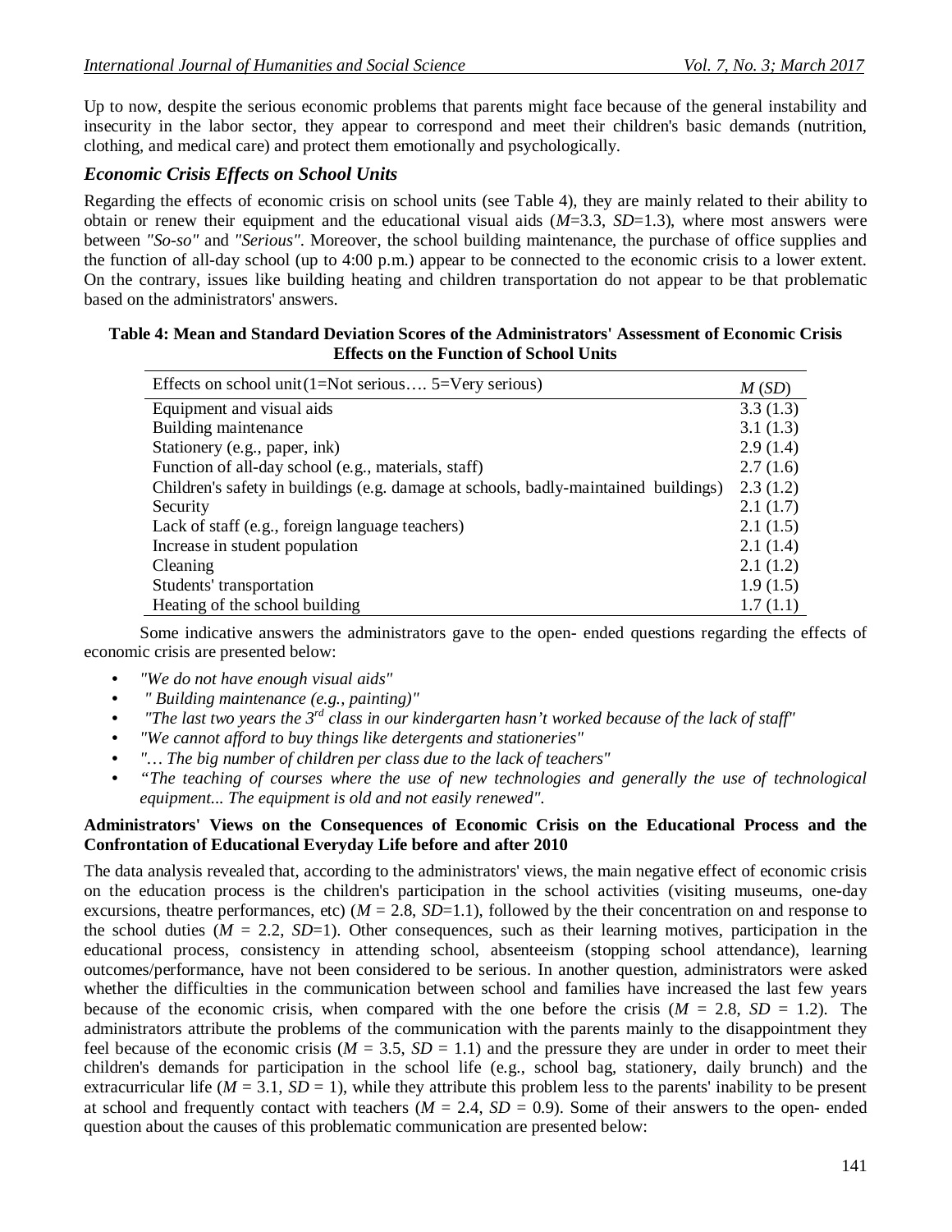Up to now, despite the serious economic problems that parents might face because of the general instability and insecurity in the labor sector, they appear to correspond and meet their children's basic demands (nutrition, clothing, and medical care) and protect them emotionally and psychologically.

### *Economic Crisis Effects on School Units*

Regarding the effects of economic crisis on school units (see Table 4), they are mainly related to their ability to obtain or renew their equipment and the educational visual aids (*M*=3.3, *SD*=1.3), where most answers were between *"So-so"* and *"Serious"*. Moreover, the school building maintenance, the purchase of office supplies and the function of all-day school (up to 4:00 p.m.) appear to be connected to the economic crisis to a lower extent. On the contrary, issues like building heating and children transportation do not appear to be that problematic based on the administrators' answers.

**Table 4: Mean and Standard Deviation Scores of the Administrators' Assessment of Economic Crisis Effects on the Function of School Units**

| Effects on school unit (1=Not serious…. 5=Very serious) | *M* (*SD*) |
|---|---|
| Equipment and visual aids | 3.3 (1.3) |
| Building maintenance | 3.1 (1.3) |
| Stationery (e.g., paper, ink) | 2.9 (1.4) |
| Function of all-day school (e.g., materials, staff) | 2.7 (1.6) |
| Children's safety in buildings (e.g. damage at schools, badly-maintained buildings) | 2.3 (1.2) |
| Security | 2.1 (1.7) |
| Lack of staff (e.g., foreign language teachers) | 2.1 (1.5) |
| Increase in student population | 2.1 (1.4) |
| Cleaning | 2.1 (1.2) |
| Students' transportation | 1.9 (1.5) |
| Heating of the school building | 1.7 (1.1) |

Some indicative answers the administrators gave to the open- ended questions regarding the effects of economic crisis are presented below:

- *"We do not have enough visual aids"*
- *" Building maintenance (e.g., painting)"*
- *"The last two years the 3rd class in our kindergarten hasn't worked because of the lack of staff"*
- *"We cannot afford to buy things like detergents and stationeries"*
- *"… The big number of children per class due to the lack of teachers"*
- *"The teaching of courses where the use of new technologies and generally the use of technological equipment... The equipment is old and not easily renewed".*

**Administrators' Views on the Consequences of Economic Crisis on the Educational Process and the Confrontation of Educational Everyday Life before and after 2010**

The data analysis revealed that, according to the administrators' views, the main negative effect of economic crisis on the education process is the children's participation in the school activities (visiting museums, one-day excursions, theatre performances, etc) (*M* = 2.8, *SD*=1.1), followed by the their concentration on and response to the school duties (*M* = 2.2, *SD*=1). Other consequences, such as their learning motives, participation in the educational process, consistency in attending school, absenteeism (stopping school attendance), learning outcomes/performance, have not been considered to be serious. In another question, administrators were asked whether the difficulties in the communication between school and families have increased the last few years because of the economic crisis, when compared with the one before the crisis (*M* = 2.8, *SD* = 1.2). The administrators attribute the problems of the communication with the parents mainly to the disappointment they feel because of the economic crisis (*M* = 3.5, *SD* = 1.1) and the pressure they are under in order to meet their children's demands for participation in the school life (e.g., school bag, stationery, daily brunch) and the extracurricular life (*M* = 3.1, *SD* = 1), while they attribute this problem less to the parents' inability to be present at school and frequently contact with teachers (*M* = 2.4, *SD* = 0.9). Some of their answers to the open- ended question about the causes of this problematic communication are presented below: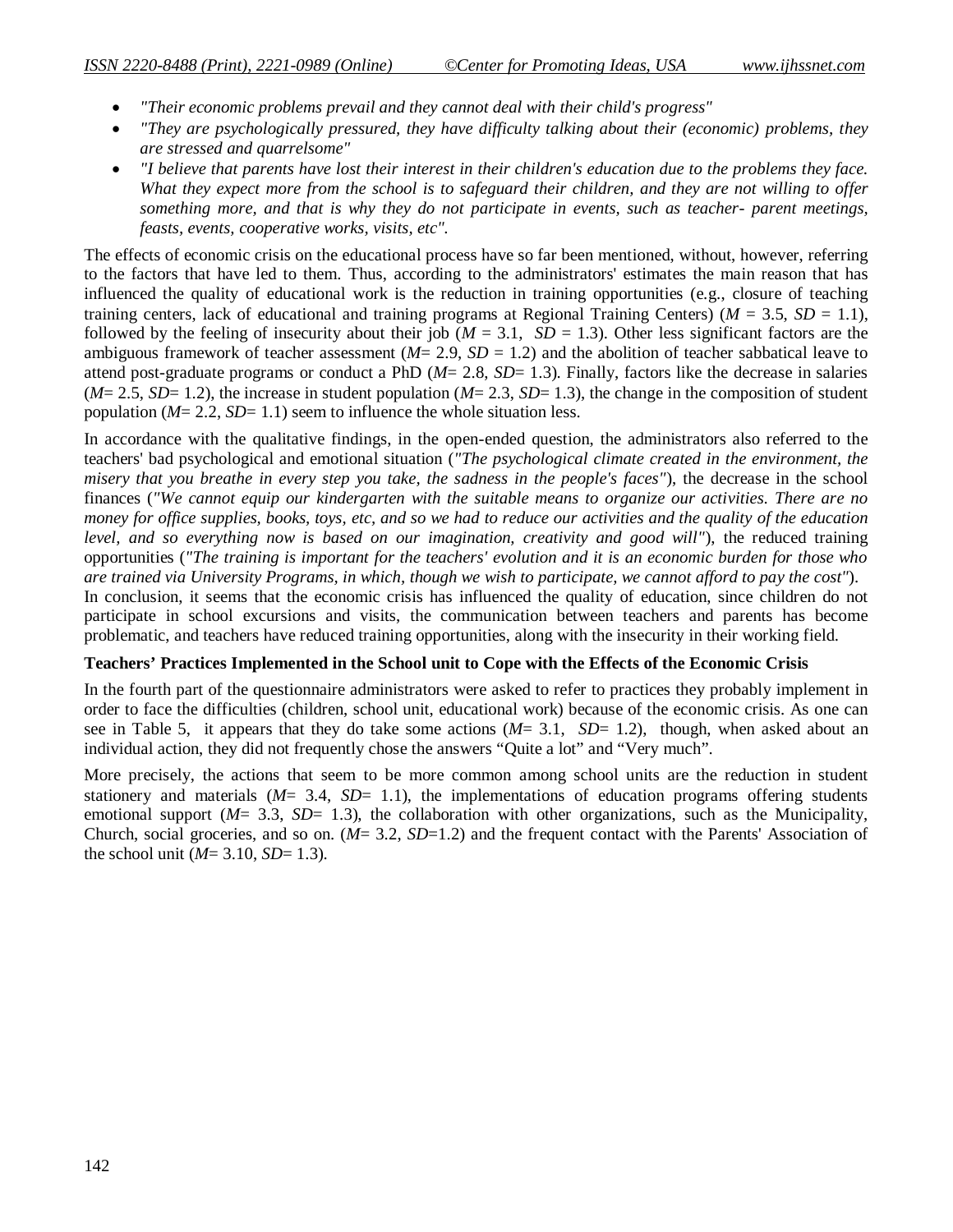- *"Their economic problems prevail and they cannot deal with their child's progress"*
- *"They are psychologically pressured, they have difficulty talking about their (economic) problems, they are stressed and quarrelsome"*
- *"I believe that parents have lost their interest in their children's education due to the problems they face. What they expect more from the school is to safeguard their children, and they are not willing to offer something more, and that is why they do not participate in events, such as teacher- parent meetings, feasts, events, cooperative works, visits, etc".*

The effects of economic crisis on the educational process have so far been mentioned, without, however, referring to the factors that have led to them. Thus, according to the administrators' estimates the main reason that has influenced the quality of educational work is the reduction in training opportunities (e.g., closure of teaching training centers, lack of educational and training programs at Regional Training Centers) ($M$ = 3.5, $SD$ = 1.1), followed by the feeling of insecurity about their job ($M$ = 3.1, $SD$ = 1.3). Other less significant factors are the ambiguous framework of teacher assessment ($M$= 2.9, $SD$ = 1.2) and the abolition of teacher sabbatical leave to attend post-graduate programs or conduct a PhD ($M$= 2.8, $SD$= 1.3). Finally, factors like the decrease in salaries ($M$= 2.5, $SD$= 1.2), the increase in student population ($M$= 2.3, $SD$= 1.3), the change in the composition of student population ($M$= 2.2, $SD$= 1.1) seem to influence the whole situation less.

In accordance with the qualitative findings, in the open-ended question, the administrators also referred to the teachers' bad psychological and emotional situation (*"The psychological climate created in the environment, the misery that you breathe in every step you take, the sadness in the people's faces"*), the decrease in the school finances (*"We cannot equip our kindergarten with the suitable means to organize our activities. There are no money for office supplies, books, toys, etc, and so we had to reduce our activities and the quality of the education level, and so everything now is based on our imagination, creativity and good will"*), the reduced training opportunities (*"The training is important for the teachers' evolution and it is an economic burden for those who are trained via University Programs, in which, though we wish to participate, we cannot afford to pay the cost"*).

In conclusion, it seems that the economic crisis has influenced the quality of education, since children do not participate in school excursions and visits, the communication between teachers and parents has become problematic, and teachers have reduced training opportunities, along with the insecurity in their working field.

**Teachers' Practices Implemented in the School unit to Cope with the Effects of the Economic Crisis**

In the fourth part of the questionnaire administrators were asked to refer to practices they probably implement in order to face the difficulties (children, school unit, educational work) because of the economic crisis. As one can see in Table 5, it appears that they do take some actions ($M$= 3.1, $SD$= 1.2), though, when asked about an individual action, they did not frequently chose the answers "Quite a lot" and "Very much".

More precisely, the actions that seem to be more common among school units are the reduction in student stationery and materials ($M$= 3.4, $SD$= 1.1), the implementations of education programs offering students emotional support ($M$= 3.3, $SD$= 1.3), the collaboration with other organizations, such as the Municipality, Church, social groceries, and so on. ($M$= 3.2, $SD$=1.2) and the frequent contact with the Parents' Association of the school unit ($M$= 3.10, $SD$= 1.3).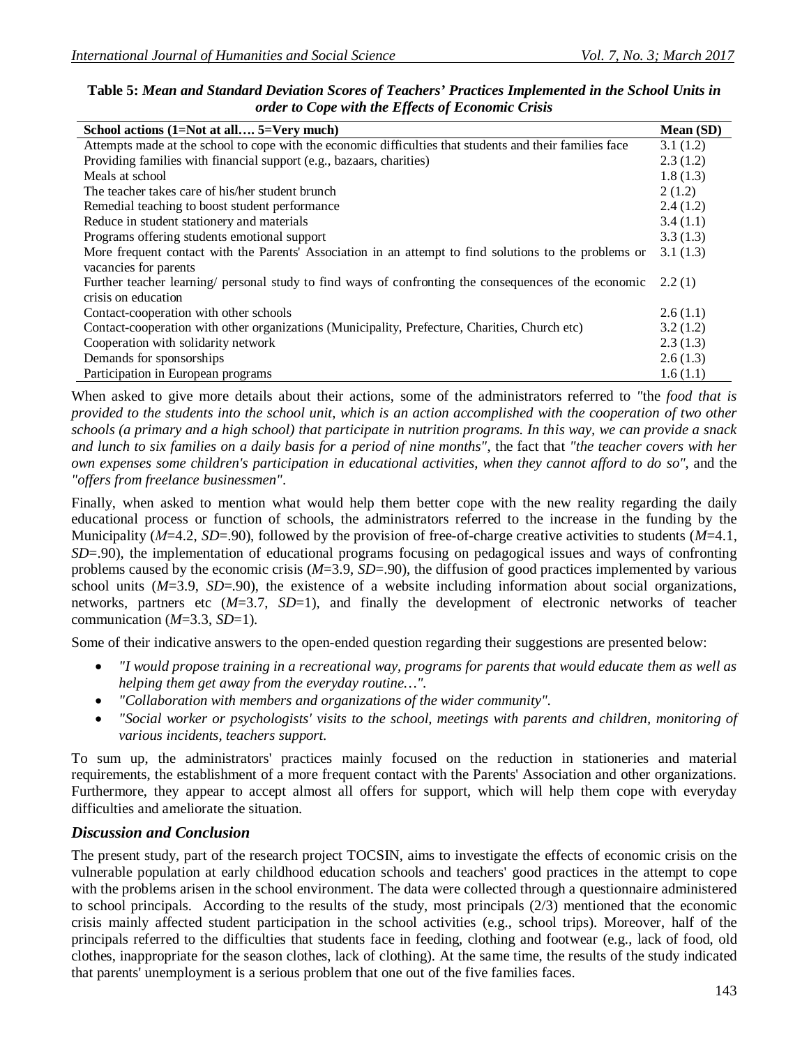**Table 5:** ***Mean and Standard Deviation Scores of Teachers' Practices Implemented in the School Units in order to Cope with the Effects of Economic Crisis***

| School actions (1=Not at all…. 5=Very much) | Mean (SD) |
|---|---|
| Attempts made at the school to cope with the economic difficulties that students and their families face | 3.1 (1.2) |
| Providing families with financial support (e.g., bazaars, charities) | 2.3 (1.2) |
| Meals at school | 1.8 (1.3) |
| The teacher takes care of his/her student brunch | 2 (1.2) |
| Remedial teaching to boost student performance | 2.4 (1.2) |
| Reduce in student stationery and materials | 3.4 (1.1) |
| Programs offering students emotional support | 3.3 (1.3) |
| More frequent contact with the Parents' Association in an attempt to find solutions to the problems or vacancies for parents | 3.1 (1.3) |
| Further teacher learning/ personal study to find ways of confronting the consequences of the economic crisis on education | 2.2 (1) |
| Contact-cooperation with other schools | 2.6 (1.1) |
| Contact-cooperation with other organizations (Municipality, Prefecture, Charities, Church etc) | 3.2 (1.2) |
| Cooperation with solidarity network | 2.3 (1.3) |
| Demands for sponsorships | 2.6 (1.3) |
| Participation in European programs | 1.6 (1.1) |

When asked to give more details about their actions, some of the administrators referred to "the *food that is provided to the students into the school unit, which is an action accomplished with the cooperation of two other schools (a primary and a high school) that participate in nutrition programs. In this way, we can provide a snack and lunch to six families on a daily basis for a period of nine months"*, the fact that *"the teacher covers with her own expenses some children's participation in educational activities, when they cannot afford to do so"*, and the *"offers from freelance businessmen"*.

Finally, when asked to mention what would help them better cope with the new reality regarding the daily educational process or function of schools, the administrators referred to the increase in the funding by the Municipality ($M$=4.2, $SD$=.90), followed by the provision of free-of-charge creative activities to students ($M$=4.1, $SD$=.90), the implementation of educational programs focusing on pedagogical issues and ways of confronting problems caused by the economic crisis ($M$=3.9, $SD$=.90), the diffusion of good practices implemented by various school units ($M$=3.9, $SD$=.90), the existence of a website including information about social organizations, networks, partners etc ($M$=3.7, $SD$=1), and finally the development of electronic networks of teacher communication ($M$=3.3, $SD$=1).

Some of their indicative answers to the open-ended question regarding their suggestions are presented below:

- *"I would propose training in a recreational way, programs for parents that would educate them as well as helping them get away from the everyday routine…".*
- *"Collaboration with members and organizations of the wider community".*
- *"Social worker or psychologists' visits to the school, meetings with parents and children, monitoring of various incidents, teachers support.*

To sum up, the administrators' practices mainly focused on the reduction in stationeries and material requirements, the establishment of a more frequent contact with the Parents' Association and other organizations. Furthermore, they appear to accept almost all offers for support, which will help them cope with everyday difficulties and ameliorate the situation.

## *Discussion and Conclusion*

The present study, part of the research project TOCSIN, aims to investigate the effects of economic crisis on the vulnerable population at early childhood education schools and teachers' good practices in the attempt to cope with the problems arisen in the school environment. The data were collected through a questionnaire administered to school principals. According to the results of the study, most principals (2/3) mentioned that the economic crisis mainly affected student participation in the school activities (e.g., school trips). Moreover, half of the principals referred to the difficulties that students face in feeding, clothing and footwear (e.g., lack of food, old clothes, inappropriate for the season clothes, lack of clothing). At the same time, the results of the study indicated that parents' unemployment is a serious problem that one out of the five families faces.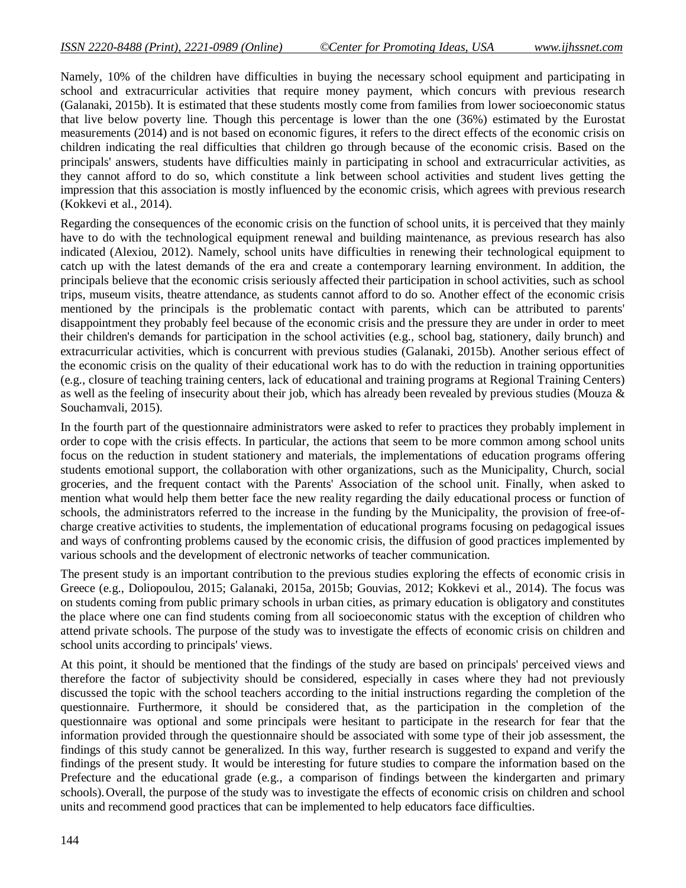Namely, 10% of the children have difficulties in buying the necessary school equipment and participating in school and extracurricular activities that require money payment, which concurs with previous research (Galanaki, 2015b). It is estimated that these students mostly come from families from lower socioeconomic status that live below poverty line. Though this percentage is lower than the one (36%) estimated by the Eurostat measurements (2014) and is not based on economic figures, it refers to the direct effects of the economic crisis on children indicating the real difficulties that children go through because of the economic crisis. Based on the principals' answers, students have difficulties mainly in participating in school and extracurricular activities, as they cannot afford to do so, which constitute a link between school activities and student lives getting the impression that this association is mostly influenced by the economic crisis, which agrees with previous research (Kokkevi et al., 2014).

Regarding the consequences of the economic crisis on the function of school units, it is perceived that they mainly have to do with the technological equipment renewal and building maintenance, as previous research has also indicated (Alexiou, 2012). Namely, school units have difficulties in renewing their technological equipment to catch up with the latest demands of the era and create a contemporary learning environment. In addition, the principals believe that the economic crisis seriously affected their participation in school activities, such as school trips, museum visits, theatre attendance, as students cannot afford to do so. Another effect of the economic crisis mentioned by the principals is the problematic contact with parents, which can be attributed to parents' disappointment they probably feel because of the economic crisis and the pressure they are under in order to meet their children's demands for participation in the school activities (e.g., school bag, stationery, daily brunch) and extracurricular activities, which is concurrent with previous studies (Galanaki, 2015b). Another serious effect of the economic crisis on the quality of their educational work has to do with the reduction in training opportunities (e.g., closure of teaching training centers, lack of educational and training programs at Regional Training Centers) as well as the feeling of insecurity about their job, which has already been revealed by previous studies (Mouza & Souchamvali, 2015).

In the fourth part of the questionnaire administrators were asked to refer to practices they probably implement in order to cope with the crisis effects. In particular, the actions that seem to be more common among school units focus on the reduction in student stationery and materials, the implementations of education programs offering students emotional support, the collaboration with other organizations, such as the Municipality, Church, social groceries, and the frequent contact with the Parents' Association of the school unit. Finally, when asked to mention what would help them better face the new reality regarding the daily educational process or function of schools, the administrators referred to the increase in the funding by the Municipality, the provision of free-of-charge creative activities to students, the implementation of educational programs focusing on pedagogical issues and ways of confronting problems caused by the economic crisis, the diffusion of good practices implemented by various schools and the development of electronic networks of teacher communication.

The present study is an important contribution to the previous studies exploring the effects of economic crisis in Greece (e.g., Doliopoulou, 2015; Galanaki, 2015a, 2015b; Gouvias, 2012; Kokkevi et al., 2014). The focus was on students coming from public primary schools in urban cities, as primary education is obligatory and constitutes the place where one can find students coming from all socioeconomic status with the exception of children who attend private schools. The purpose of the study was to investigate the effects of economic crisis on children and school units according to principals' views.

At this point, it should be mentioned that the findings of the study are based on principals' perceived views and therefore the factor of subjectivity should be considered, especially in cases where they had not previously discussed the topic with the school teachers according to the initial instructions regarding the completion of the questionnaire. Furthermore, it should be considered that, as the participation in the completion of the questionnaire was optional and some principals were hesitant to participate in the research for fear that the information provided through the questionnaire should be associated with some type of their job assessment, the findings of this study cannot be generalized. In this way, further research is suggested to expand and verify the findings of the present study. It would be interesting for future studies to compare the information based on the Prefecture and the educational grade (e.g., a comparison of findings between the kindergarten and primary schools). Overall, the purpose of the study was to investigate the effects of economic crisis on children and school units and recommend good practices that can be implemented to help educators face difficulties.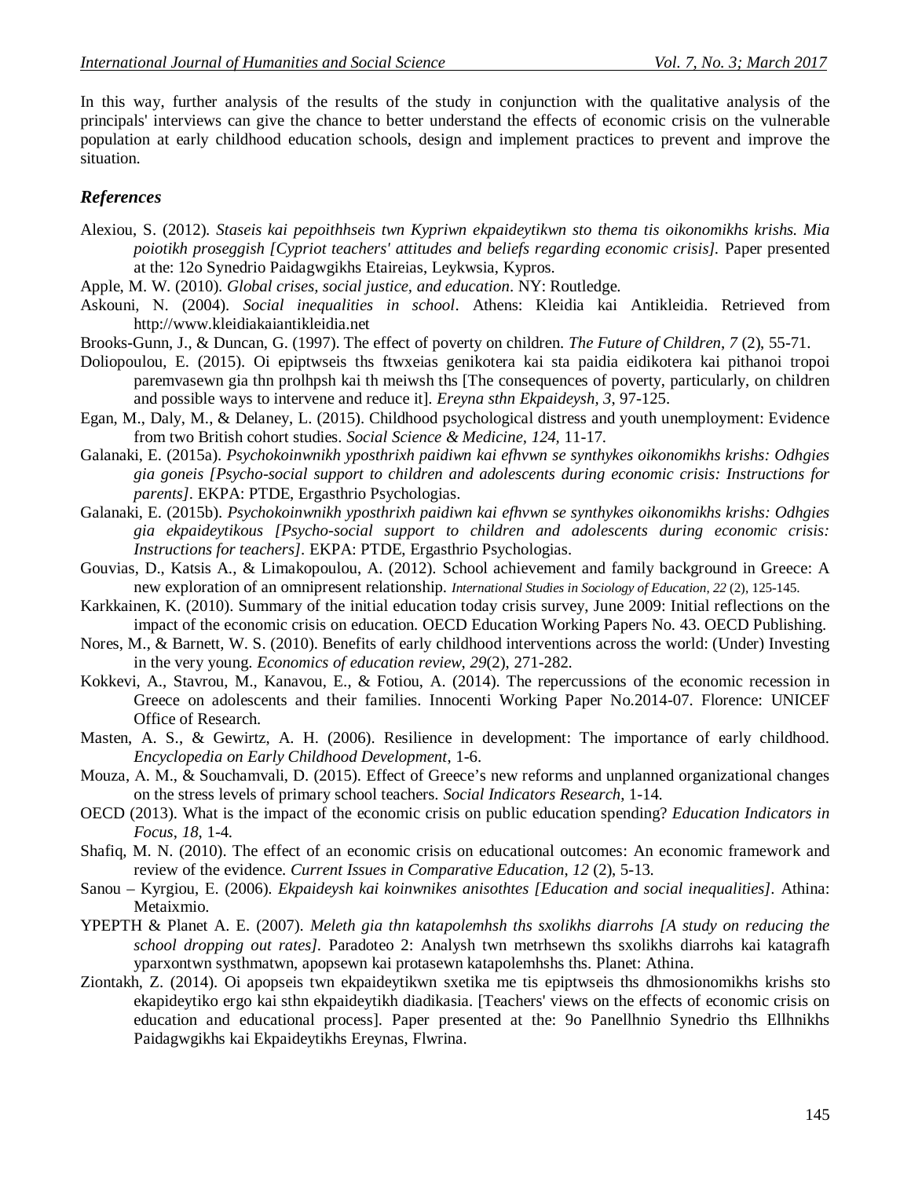In this way, further analysis of the results of the study in conjunction with the qualitative analysis of the principals' interviews can give the chance to better understand the effects of economic crisis on the vulnerable population at early childhood education schools, design and implement practices to prevent and improve the situation.

## *References*

Alexiou, S. (2012). *Staseis kai pepoithhseis twn Kypriwn ekpaideytikwn sto thema tis oikonomikhs krishs. Mia poiotikh proseggish [Cypriot teachers' attitudes and beliefs regarding economic crisis].* Paper presented at the: 12o Synedrio Paidagwgikhs Etaireias, Leykwsia, Kypros.

Apple, M. W. (2010). *Global crises, social justice, and education*. NY: Routledge.

Askouni, N. (2004). *Social inequalities in school*. Athens: Kleidia kai Antikleidia. Retrieved from http://www.kleidiakaiantikleidia.net

Brooks-Gunn, J., & Duncan, G. (1997). The effect of poverty on children. *The Future of Children*, *7* (2), 55-71.

Doliopoulou, E. (2015). Oi epiptwseis ths ftwxeias genikotera kai sta paidia eidikotera kai pithanoi tropoi paremvasewn gia thn prolhpsh kai th meiwsh ths [The consequences of poverty, particularly, on children and possible ways to intervene and reduce it]. *Ereyna sthn Ekpaideysh*, *3*, 97-125.

Egan, M., Daly, M., & Delaney, L. (2015). Childhood psychological distress and youth unemployment: Evidence from two British cohort studies. *Social Science & Medicine*, *124*, 11-17.

Galanaki, E. (2015a). *Psychokoinwnikh yposthrixh paidiwn kai efhvwn se synthykes oikonomikhs krishs: Odhgies gia goneis [Psycho-social support to children and adolescents during economic crisis: Instructions for parents]*. EKPA: PTDE, Ergasthrio Psychologias.

Galanaki, E. (2015b). *Psychokoinwnikh yposthrixh paidiwn kai efhvwn se synthykes oikonomikhs krishs: Odhgies gia ekpaideytikous [Psycho-social support to children and adolescents during economic crisis: Instructions for teachers]*. EKPA: PTDE, Ergasthrio Psychologias.

Gouvias, D., Katsis A., & Limakopoulou, A. (2012). School achievement and family background in Greece: A new exploration of an omnipresent relationship. *International Studies in Sociology of Education*, *22* (2), 125-145.

Karkkainen, K. (2010). Summary of the initial education today crisis survey, June 2009: Initial reflections on the impact of the economic crisis on education. OECD Education Working Papers No. 43. OECD Publishing.

Nores, M., & Barnett, W. S. (2010). Benefits of early childhood interventions across the world: (Under) Investing in the very young. *Economics of education review*, *29*(2), 271-282.

Kokkevi, A., Stavrou, M., Kanavou, E., & Fotiou, A. (2014). The repercussions of the economic recession in Greece on adolescents and their families. Innocenti Working Paper No.2014-07. Florence: UNICEF Office of Research.

Masten, A. S., & Gewirtz, A. H. (2006). Resilience in development: The importance of early childhood. *Encyclopedia on Early Childhood Development*, 1-6.

Mouza, A. M., & Souchamvali, D. (2015). Effect of Greece's new reforms and unplanned organizational changes on the stress levels of primary school teachers. *Social Indicators Research*, 1-14.

OECD (2013). What is the impact of the economic crisis on public education spending? *Education Indicators in Focus*, *18*, 1-4.

Shafiq, M. N. (2010). The effect of an economic crisis on educational outcomes: An economic framework and review of the evidence. *Current Issues in Comparative Education*, *12* (2), 5-13.

Sanou – Kyrgiou, E. (2006). *Ekpaideysh kai koinwnikes anisothtes [Education and social inequalities]*. Athina: Metaixmio.

YPEPTH & Planet A. E. (2007). *Meleth gia thn katapolemhsh ths sxolikhs diarrohs [A study on reducing the school dropping out rates]*. Paradoteo 2: Analysh twn metrhsewn ths sxolikhs diarrohs kai katagrafh yparxontwn systhmatwn, apopsewn kai protasewn katapolemhshs ths. Planet: Athina.

Ziontakh, Z. (2014). Oi apopseis twn ekpaideytikwn sxetika me tis epiptwseis ths dhmosionomikhs krishs sto ekapideytiko ergo kai sthn ekpaideytikh diadikasia. [Teachers' views on the effects of economic crisis on education and educational process]. Paper presented at the: 9o Panellhnio Synedrio ths Ellhnikhs Paidagwgikhs kai Ekpaideytikhs Ereynas, Flwrina.